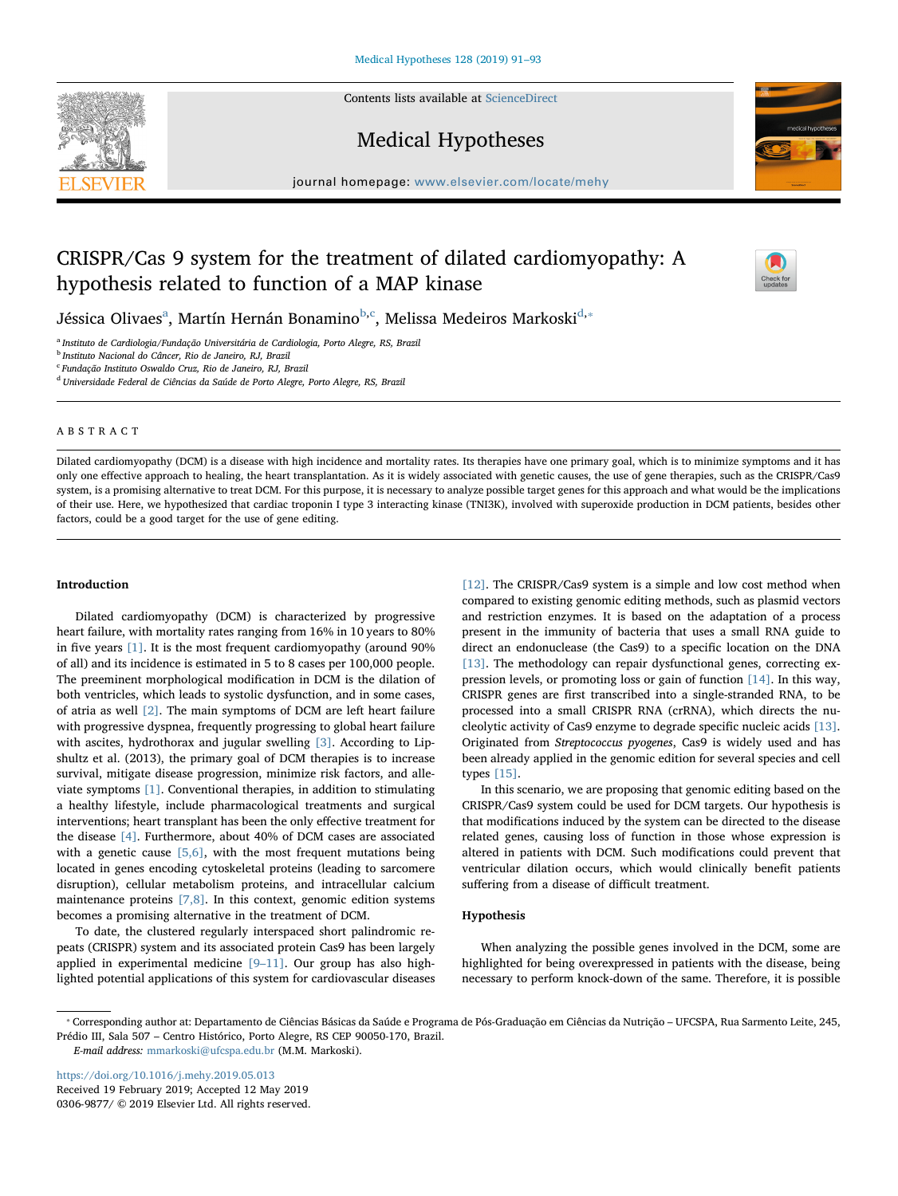# CRISPR/Cas 9 system for the treatment of dilated cardiomyopathy: A hypothesis related to function of a MAP kinase

Jéssica Olivaes[a], Martín Hernán Bonamino[b,c], Melissa Medeiros Markoski[d,*]

[a] Instituto de Cardiologia/Fundação Universitária de Cardiologia, Porto Alegre, RS, Brazil
[b] Instituto Nacional do Câncer, Rio de Janeiro, RJ, Brazil
[c] Fundação Instituto Oswaldo Cruz, Rio de Janeiro, RJ, Brazil
[d] Universidade Federal de Ciências da Saúde de Porto Alegre, Porto Alegre, RS, Brazil

## ABSTRACT

Dilated cardiomyopathy (DCM) is a disease with high incidence and mortality rates. Its therapies have one primary goal, which is to minimize symptoms and it has only one effective approach to healing, the heart transplantation. As it is widely associated with genetic causes, the use of gene therapies, such as the CRISPR/Cas9 system, is a promising alternative to treat DCM. For this purpose, it is necessary to analyze possible target genes for this approach and what would be the implications of their use. Here, we hypothesized that cardiac troponin I type 3 interacting kinase (TNI3K), involved with superoxide production in DCM patients, besides other factors, could be a good target for the use of gene editing.

## Introduction

Dilated cardiomyopathy (DCM) is characterized by progressive heart failure, with mortality rates ranging from 16% in 10 years to 80% in five years [1]. It is the most frequent cardiomyopathy (around 90% of all) and its incidence is estimated in 5 to 8 cases per 100,000 people. The preeminent morphological modification in DCM is the dilation of both ventricles, which leads to systolic dysfunction, and in some cases, of atria as well [2]. The main symptoms of DCM are left heart failure with progressive dyspnea, frequently progressing to global heart failure with ascites, hydrothorax and jugular swelling [3]. According to Lipshultz et al. (2013), the primary goal of DCM therapies is to increase survival, mitigate disease progression, minimize risk factors, and alleviate symptoms [1]. Conventional therapies, in addition to stimulating a healthy lifestyle, include pharmacological treatments and surgical interventions; heart transplant has been the only effective treatment for the disease [4]. Furthermore, about 40% of DCM cases are associated with a genetic cause [5,6], with the most frequent mutations being located in genes encoding cytoskeletal proteins (leading to sarcomere disruption), cellular metabolism proteins, and intracellular calcium maintenance proteins [7,8]. In this context, genomic edition systems becomes a promising alternative in the treatment of DCM.

To date, the clustered regularly interspaced short palindromic repeats (CRISPR) system and its associated protein Cas9 has been largely applied in experimental medicine [9–11]. Our group has also highlighted potential applications of this system for cardiovascular diseases [12]. The CRISPR/Cas9 system is a simple and low cost method when compared to existing genomic editing methods, such as plasmid vectors and restriction enzymes. It is based on the adaptation of a process present in the immunity of bacteria that uses a small RNA guide to direct an endonuclease (the Cas9) to a specific location on the DNA [13]. The methodology can repair dysfunctional genes, correcting expression levels, or promoting loss or gain of function [14]. In this way, CRISPR genes are first transcribed into a single-stranded RNA, to be processed into a small CRISPR RNA (crRNA), which directs the nucleolytic activity of Cas9 enzyme to degrade specific nucleic acids [13]. Originated from *Streptococcus pyogenes*, Cas9 is widely used and has been already applied in the genomic edition for several species and cell types [15].

In this scenario, we are proposing that genomic editing based on the CRISPR/Cas9 system could be used for DCM targets. Our hypothesis is that modifications induced by the system can be directed to the disease related genes, causing loss of function in those whose expression is altered in patients with DCM. Such modifications could prevent that ventricular dilation occurs, which would clinically benefit patients suffering from a disease of difficult treatment.

## Hypothesis

When analyzing the possible genes involved in the DCM, some are highlighted for being overexpressed in patients with the disease, being necessary to perform knock-down of the same. Therefore, it is possible

* Corresponding author at: Departamento de Ciências Básicas da Saúde e Programa de Pós-Graduação em Ciências da Nutrição – UFCSPA, Rua Sarmento Leite, 245, Prédio III, Sala 507 – Centro Histórico, Porto Alegre, RS CEP 90050-170, Brazil.
*E-mail address:* mmarkoski@ufcspa.edu.br (M.M. Markoski).

https://doi.org/10.1016/j.mehy.2019.05.013
Received 19 February 2019; Accepted 12 May 2019
0306-9877/ © 2019 Elsevier Ltd. All rights reserved.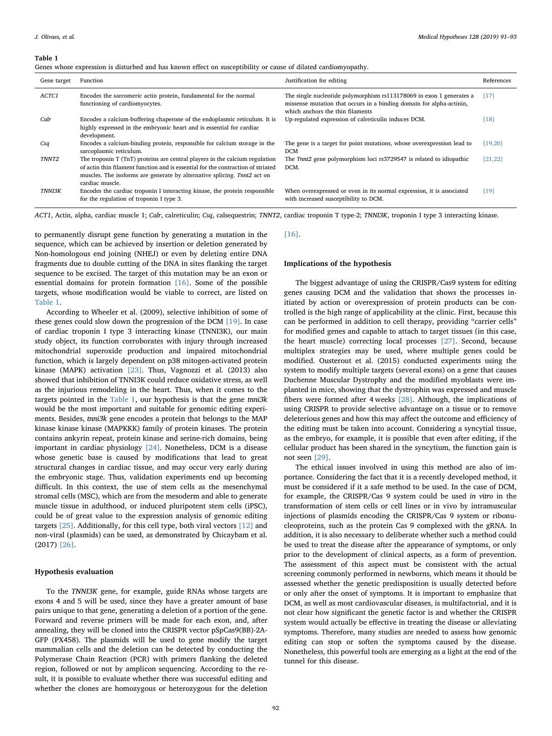**Table 1**
Genes whose expression is disturbed and has known effect on susceptibility or cause of dilated cardiomyopathy.

| Gene target | Function | Justification for editing | References |
|---|---|---|---|
| *ACTC1* | Encodes the sarcomeric actin protein, fundamental for the normal functioning of cardiomyocytes. | The single nucleotide polymorphism rs113178069 in exon 1 generates a missense mutation that occurs in a binding domain for alpha-actinin, which anchors the thin filaments | [17] |
| *Calr* | Encodes a calcium-buffering chaperone of the endoplasmic reticulum. It is highly expressed in the embryonic heart and is essential for cardiac development. | Up-regulated expression of calreticulin induces DCM. | [18] |
| *Csq* | Encodes a calcium-binding protein, responsible for calcium storage in the sarcoplasmic reticulum. | The gene is a target for point mutations, whose overexpression lead to DCM | [19,20] |
| *TNNT2* | The troponin T (TnT) proteins are central players in the calcium regulation of actin thin filament function and is essential for the contraction of striated muscles. The isoforms are generate by alternative splicing. *Tnnt2* act on cardiac muscle. | The *Tnnt2* gene polymorphism loci rs3729547 is related to idiopathic DCM. | [21,22] |
| *TNNI3K* | Encodes the cardiac troponin I interacting kinase, the protein responsible for the regulation of troponin I type 3. | When overexpressed or even in its normal expression, it is associated with increased susceptibility to DCM. | [19] |

*ACT1*, Actin, alpha, cardiac muscle 1; *Calr*, calreticulin; *Csq*, calsequestrin; *TNNT2*, cardiac troponin T type-2; *TNNI3K*, troponin I type 3 interacting kinase.

to permanently disrupt gene function by generating a mutation in the sequence, which can be achieved by insertion or deletion generated by Non-homologous end joining (NHEJ) or even by deleting entire DNA fragments due to double cutting of the DNA in sites flanking the target sequence to be excised. The target of this mutation may be an exon or essential domains for protein formation [16]. Some of the possible targets, whose modification would be viable to correct, are listed on Table 1.

According to Wheeler et al. (2009), selective inhibition of some of these genes could slow down the progression of the DCM [19]. In case of cardiac troponin I type 3 interacting kinase (TNNI3K), our main study object, its function corroborates with injury through increased mitochondrial superoxide production and impaired mitochondrial function, which is largely dependent on p38 mitogen-activated protein kinase (MAPK) activation [23]. Thus, Vagnozzi et al. (2013) also showed that inhibition of TNNI3K could reduce oxidative stress, as well as the injurious remodeling in the heart. Thus, when it comes to the targets pointed in the Table 1, our hypothesis is that the gene *tnni3k* would be the most important and suitable for genomic editing experiments. Besides, *tnni3k* gene encodes a protein that belongs to the MAP kinase kinase kinase (MAPKKK) family of protein kinases. The protein contains ankyrin repeat, protein kinase and serine-rich domains, being important in cardiac physiology [24]. Nonetheless, DCM is a disease whose genetic base is caused by modifications that lead to great structural changes in cardiac tissue, and may occur very early during the embryonic stage. Thus, validation experiments end up becoming difficult. In this context, the use of stem cells as the mesenchymal stromal cells (MSC), which are from the mesoderm and able to generate muscle tissue in adulthood, or induced pluripotent stem cells (iPSC), could be of great value to the expression analysis of genomic editing targets [25]. Additionally, for this cell type, both viral vectors [12] and non-viral (plasmids) can be used, as demonstrated by Chicaybam et al. (2017) [26].

### Hypothesis evaluation

To the *TNNI3K* gene, for example, guide RNAs whose targets are exons 4 and 5 will be used, since they have a greater amount of base pairs unique to that gene, generating a deletion of a portion of the gene. Forward and reverse primers will be made for each exon, and, after annealing, they will be cloned into the CRISPR vector pSpCas9(BB)-2A-GFP (PX458). The plasmids will be used to gene modify the target mammalian cells and the deletion can be detected by conducting the Polymerase Chain Reaction (PCR) with primers flanking the deleted region, followed or not by amplicon sequencing. According to the result, it is possible to evaluate whether there was successful editing and whether the clones are homozygous or heterozygous for the deletion [16].

### Implications of the hypothesis

The biggest advantage of using the CRISPR/Cas9 system for editing genes causing DCM and the validation that shows the processes initiated by action or overexpression of protein products can be controlled is the high range of applicability at the clinic. First, because this can be performed in addition to cell therapy, providing "carrier cells" for modified genes and capable to attach to target tissues (in this case, the heart muscle) correcting local processes [27]. Second, because multiplex strategies may be used, where multiple genes could be modified. Ousterout et al. (2015) conducted experiments using the system to modify multiple targets (several exons) on a gene that causes Duchenne Muscular Dystrophy and the modified myoblasts were implanted in mice, showing that the dystrophin was expressed and muscle fibers were formed after 4 weeks [28]. Although, the implications of using CRISPR to provide selective advantage on a tissue or to remove deleterious genes and how this may affect the outcome and efficiency of the editing must be taken into account. Considering a syncytial tissue, as the embryo, for example, it is possible that even after editing, if the cellular product has been shared in the syncytium, the function gain is not seen [29].

The ethical issues involved in using this method are also of importance. Considering the fact that it is a recently developed method, it must be considered if it a safe method to be used. In the case of DCM, for example, the CRISPR/Cas 9 system could be used *in vitro* in the transformation of stem cells or cell lines or in vivo by intramuscular injections of plasmids encoding the CRISPR/Cas 9 system or ribonucleoproteins, such as the protein Cas 9 complexed with the gRNA. In addition, it is also necessary to deliberate whether such a method could be used to treat the disease after the appearance of symptoms, or only prior to the development of clinical aspects, as a form of prevention. The assessment of this aspect must be consistent with the actual screening commonly performed in newborns, which means it should be assessed whether the genetic predisposition is usually detected before or only after the onset of symptoms. It is important to emphasize that DCM, as well as most cardiovascular diseases, is multifactorial, and it is not clear how significant the genetic factor is and whether the CRISPR system would actually be effective in treating the disease or alleviating symptoms. Therefore, many studies are needed to assess how genomic editing can stop or soften the symptoms caused by the disease. Nonetheless, this powerful tools are emerging as a light at the end of the tunnel for this disease.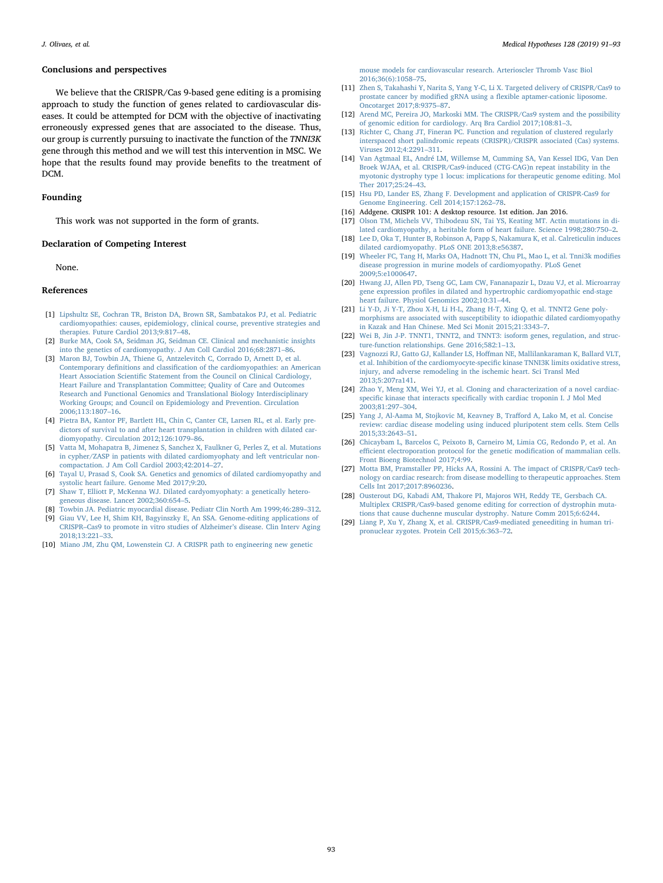## Conclusions and perspectives

We believe that the CRISPR/Cas 9-based gene editing is a promising approach to study the function of genes related to cardiovascular diseases. It could be attempted for DCM with the objective of inactivating erroneously expressed genes that are associated to the disease. Thus, our group is currently pursuing to inactivate the function of the *TNNI3K* gene through this method and we will test this intervention in MSC. We hope that the results found may provide benefits to the treatment of DCM.

## Founding

This work was not supported in the form of grants.

## Declaration of Competing Interest

None.

## References

[1] Lipshultz SE, Cochran TR, Briston DA, Brown SR, Sambatakos PJ, et al. Pediatric cardiomyopathies: causes, epidemiology, clinical course, preventive strategies and therapies. Future Cardiol 2013;9:817–48.

[2] Burke MA, Cook SA, Seidman JG, Seidman CE. Clinical and mechanistic insights into the genetics of cardiomyopathy. J Am Coll Cardiol 2016;68:2871–86.

[3] Maron BJ, Towbin JA, Thiene G, Antzelevitch C, Corrado D, Arnett D, et al. Contemporary definitions and classification of the cardiomyopathies: an American Heart Association Scientific Statement from the Council on Clinical Cardiology, Heart Failure and Transplantation Committee; Quality of Care and Outcomes Research and Functional Genomics and Translational Biology Interdisciplinary Working Groups; and Council on Epidemiology and Prevention. Circulation 2006;113:1807–16.

[4] Pietra BA, Kantor PF, Bartlett HL, Chin C, Canter CE, Larsen RL, et al. Early predictors of survival to and after heart transplantation in children with dilated cardiomyopathy. Circulation 2012;126:1079–86.

[5] Vatta M, Mohapatra B, Jimenez S, Sanchez X, Faulkner G, Perles Z, et al. Mutations in cypher/ZASP in patients with dilated cardiomyophaty and left ventricular noncompactation. J Am Coll Cardiol 2003;42:2014–27.

[6] Tayal U, Prasad S, Cook SA. Genetics and genomics of dilated cardiomyopathy and systolic heart failure. Genome Med 2017;9:20.

[7] Shaw T, Elliott P, McKenna WJ. Dilated cardyomyophaty: a genetically heterogeneous disease. Lancet 2002;360:654–5.

[8] Towbin JA. Pediatric myocardial disease. Pediatr Clin North Am 1999;46:289–312.

[9] Giau VV, Lee H, Shim KH, Bagyinszky E, An SSA. Genome-editing applications of CRISPR–Cas9 to promote in vitro studies of Alzheimer's disease. Clin Interv Aging 2018;13:221–33.

[10] Miano JM, Zhu QM, Lowenstein CJ. A CRISPR path to engineering new genetic mouse models for cardiovascular research. Arterioscler Thromb Vasc Biol 2016;36(6):1058–75.

[11] Zhen S, Takahashi Y, Narita S, Yang Y-C, Li X. Targeted delivery of CRISPR/Cas9 to prostate cancer by modified gRNA using a flexible aptamer-cationic liposome. Oncotarget 2017;8:9375–87.

[12] Arend MC, Pereira JO, Markoski MM. The CRISPR/Cas9 system and the possibility of genomic edition for cardiology. Arq Bra Cardiol 2017;108:81–3.

[13] Richter C, Chang JT, Fineran PC. Function and regulation of clustered regularly interspaced short palindromic repeats (CRISPR)/CRISPR associated (Cas) systems. Viruses 2012;4:2291–311.

[14] Van Agtmaal EL, André LM, Willemse M, Cumming SA, Van Kessel IDG, Van Den Broek WJAA, et al. CRISPR/Cas9-induced (CTG·CAG)n repeat instability in the myotonic dystrophy type 1 locus: implications for therapeutic genome editing. Mol Ther 2017;25:24–43.

[15] Hsu PD, Lander ES, Zhang F. Development and application of CRISPR-Cas9 for Genome Engineering. Cell 2014;157:1262–78.

[16] Addgene. CRISPR 101: A desktop resource. 1st edition. Jan 2016.

[17] Olson TM, Michels VV, Thibodeau SN, Tai YS, Keating MT. Actin mutations in dilated cardiomyopathy, a heritable form of heart failure. Science 1998;280:750–2.

[18] Lee D, Oka T, Hunter B, Robinson A, Papp S, Nakamura K, et al. Calreticulin induces dilated cardiomyopathy. PLoS ONE 2013;8:e56387.

[19] Wheeler FC, Tang H, Marks OA, Hadnott TN, Chu PL, Mao L, et al. Tnni3k modifies disease progression in murine models of cardiomyopathy. PLoS Genet 2009;5:e1000647.

[20] Hwang JJ, Allen PD, Tseng GC, Lam CW, Fananapazir L, Dzau VJ, et al. Microarray gene expression profiles in dilated and hypertrophic cardiomyopathic end-stage heart failure. Physiol Genomics 2002;10:31–44.

[21] Li Y-D, Ji Y-T, Zhou X-H, Li H-L, Zhang H-T, Xing Q, et al. TNNT2 Gene polymorphisms are associated with susceptibility to idiopathic dilated cardiomyopathy in Kazak and Han Chinese. Med Sci Monit 2015;21:3343–7.

[22] Wei B, Jin J-P. TNNT1, TNNT2, and TNNT3: isoform genes, regulation, and structure-function relationships. Gene 2016;582:1–13.

[23] Vagnozzi RJ, Gatto GJ, Kallander LS, Hoffman NE, Mallilankaraman K, Ballard VLT, et al. Inhibition of the cardiomyocyte-specific kinase TNNI3K limits oxidative stress, injury, and adverse remodeling in the ischemic heart. Sci Transl Med 2013;5:207ra141.

[24] Zhao Y, Meng XM, Wei YJ, et al. Cloning and characterization of a novel cardiac-specific kinase that interacts specifically with cardiac troponin I. J Mol Med 2003;81:297–304.

[25] Yang J, Al-Aama M, Stojkovic M, Keavney B, Trafford A, Lako M, et al. Concise review: cardiac disease modeling using induced pluripotent stem cells. Stem Cells 2015;33:2643–51.

[26] Chicaybam L, Barcelos C, Peixoto B, Carneiro M, Limia CG, Redondo P, et al. An efficient electroporation protocol for the genetic modification of mammalian cells. Front Bioeng Biotechnol 2017;4:99.

[27] Motta BM, Pramstaller PP, Hicks AA, Rossini A. The impact of CRISPR/Cas9 technology on cardiac research: from disease modelling to therapeutic approaches. Stem Cells Int 2017;2017:8960236.

[28] Ousterout DG, Kabadi AM, Thakore PI, Majoros WH, Reddy TE, Gersbach CA. Multiplex CRISPR/Cas9-based genome editing for correction of dystrophin mutations that cause duchenne muscular dystrophy. Nature Comm 2015;6:6244.

[29] Liang P, Xu Y, Zhang X, et al. CRISPR/Cas9-mediated geneediting in human tripronuclear zygotes. Protein Cell 2015;6:363–72.